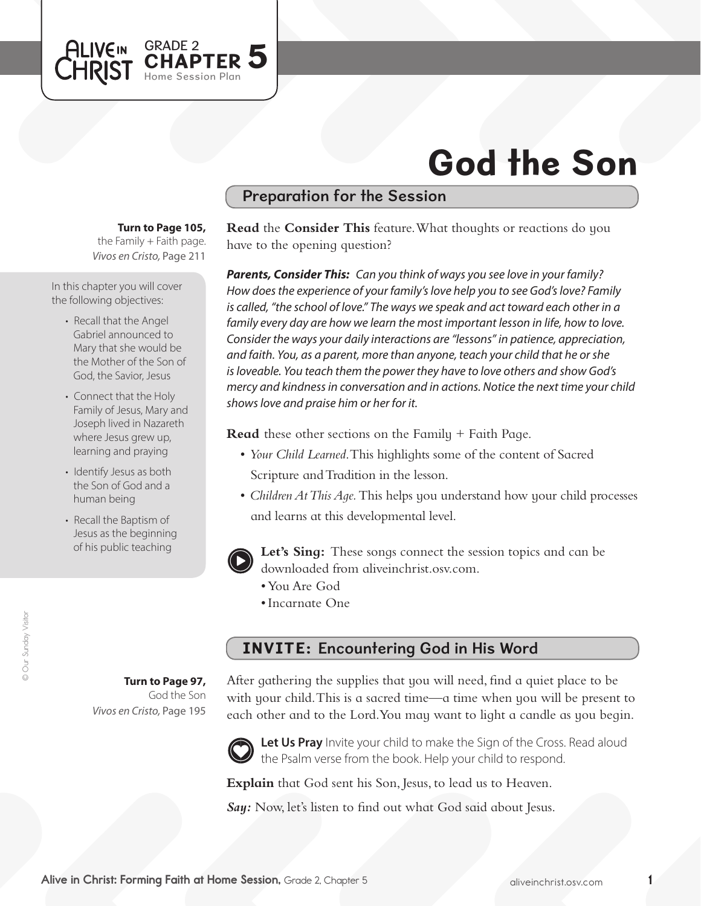GRADE 2
CHAPTER 5
Home Session Plan

# God the Son

## Preparation for the Session

**Turn to Page 105,** the Family + Faith page.
*Vivos en Cristo,* Page 211

In this chapter you will cover the following objectives:

- Recall that the Angel Gabriel announced to Mary that she would be the Mother of the Son of God, the Savior, Jesus
- Connect that the Holy Family of Jesus, Mary and Joseph lived in Nazareth where Jesus grew up, learning and praying
- Identify Jesus as both the Son of God and a human being
- Recall the Baptism of Jesus as the beginning of his public teaching

**Read** the **Consider This** feature. What thoughts or reactions do you have to the opening question?

***Parents, Consider This:*** *Can you think of ways you see love in your family? How does the experience of your family's love help you to see God's love? Family is called, "the school of love." The ways we speak and act toward each other in a family every day are how we learn the most important lesson in life, how to love. Consider the ways your daily interactions are "lessons" in patience, appreciation, and faith. You, as a parent, more than anyone, teach your child that he or she is loveable. You teach them the power they have to love others and show God's mercy and kindness in conversation and in actions. Notice the next time your child shows love and praise him or her for it.*

**Read** these other sections on the Family + Faith Page.

- *Your Child Learned.* This highlights some of the content of Sacred Scripture and Tradition in the lesson.
- *Children At This Age.* This helps you understand how your child processes and learns at this developmental level.

**Let's Sing:** These songs connect the session topics and can be downloaded from aliveinchrist.osv.com.

- You Are God
- Incarnate One

## INVITE: Encountering God in His Word

**Turn to Page 97,** God the Son
*Vivos en Cristo,* Page 195

After gathering the supplies that you will need, find a quiet place to be with your child. This is a sacred time—a time when you will be present to each other and to the Lord. You may want to light a candle as you begin.

**Let Us Pray** Invite your child to make the Sign of the Cross. Read aloud the Psalm verse from the book. Help your child to respond.

**Explain** that God sent his Son, Jesus, to lead us to Heaven.

***Say:*** Now, let's listen to find out what God said about Jesus.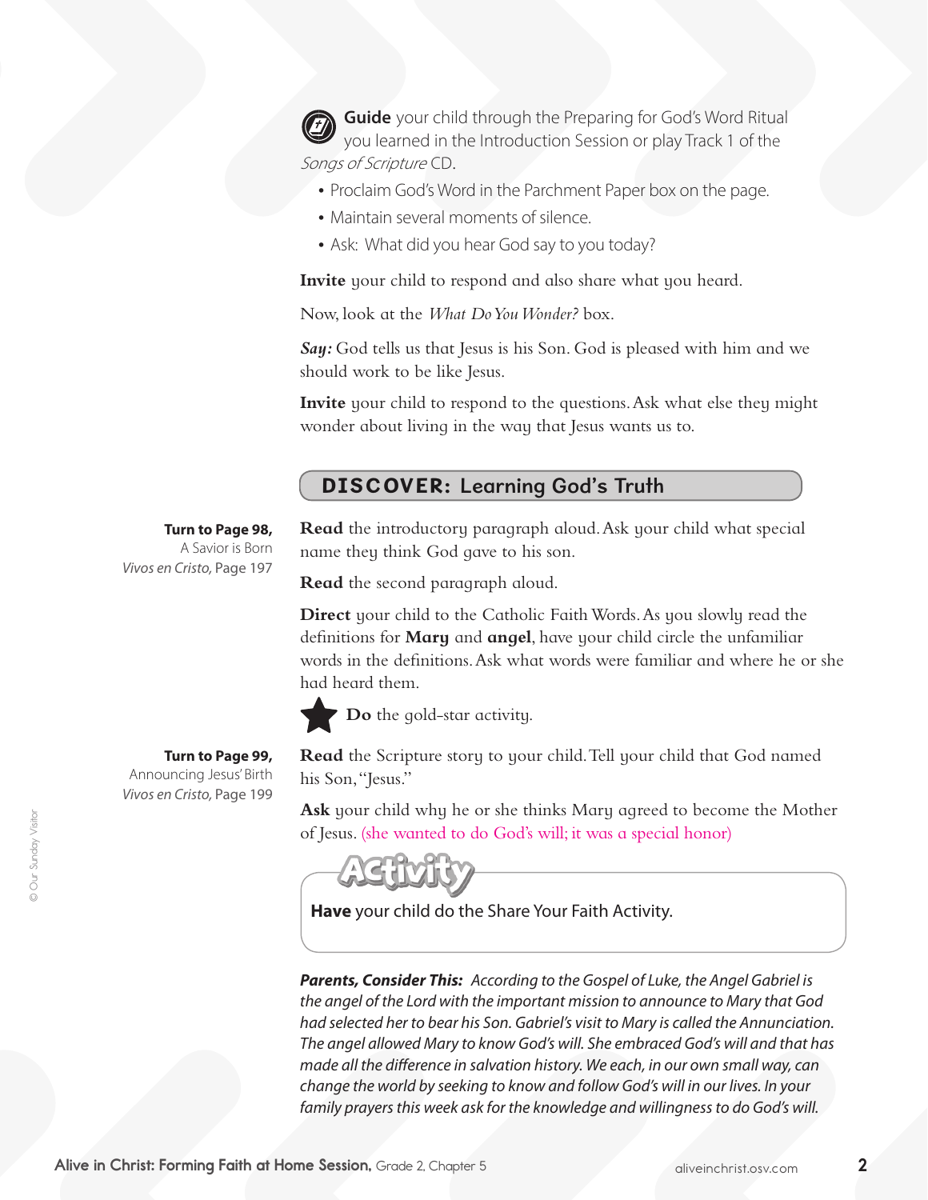**Guide** your child through the Preparing for God's Word Ritual you learned in the Introduction Session or play Track 1 of the *Songs of Scripture* CD.

- Proclaim God's Word in the Parchment Paper box on the page.
- Maintain several moments of silence.
- Ask: What did you hear God say to you today?

**Invite** your child to respond and also share what you heard.

Now, look at the *What Do You Wonder?* box.

***Say:*** God tells us that Jesus is his Son. God is pleased with him and we should work to be like Jesus.

**Invite** your child to respond to the questions. Ask what else they might wonder about living in the way that Jesus wants us to.

## DISCOVER: Learning God's Truth

**Turn to Page 98,** A Savior is Born *Vivos en Cristo,* Page 197

**Read** the introductory paragraph aloud. Ask your child what special name they think God gave to his son.

**Read** the second paragraph aloud.

**Direct** your child to the Catholic Faith Words. As you slowly read the definitions for **Mary** and **angel**, have your child circle the unfamiliar words in the definitions. Ask what words were familiar and where he or she had heard them.

★ **Do** the gold-star activity.

**Turn to Page 99,** Announcing Jesus' Birth *Vivos en Cristo,* Page 199

**Read** the Scripture story to your child. Tell your child that God named his Son, "Jesus."

**Ask** your child why he or she thinks Mary agreed to become the Mother of Jesus. (she wanted to do God's will; it was a special honor)

**Activity**

**Have** your child do the Share Your Faith Activity.

***Parents, Consider This:*** *According to the Gospel of Luke, the Angel Gabriel is the angel of the Lord with the important mission to announce to Mary that God had selected her to bear his Son. Gabriel's visit to Mary is called the Annunciation. The angel allowed Mary to know God's will. She embraced God's will and that has made all the difference in salvation history. We each, in our own small way, can change the world by seeking to know and follow God's will in our lives. In your family prayers this week ask for the knowledge and willingness to do God's will.*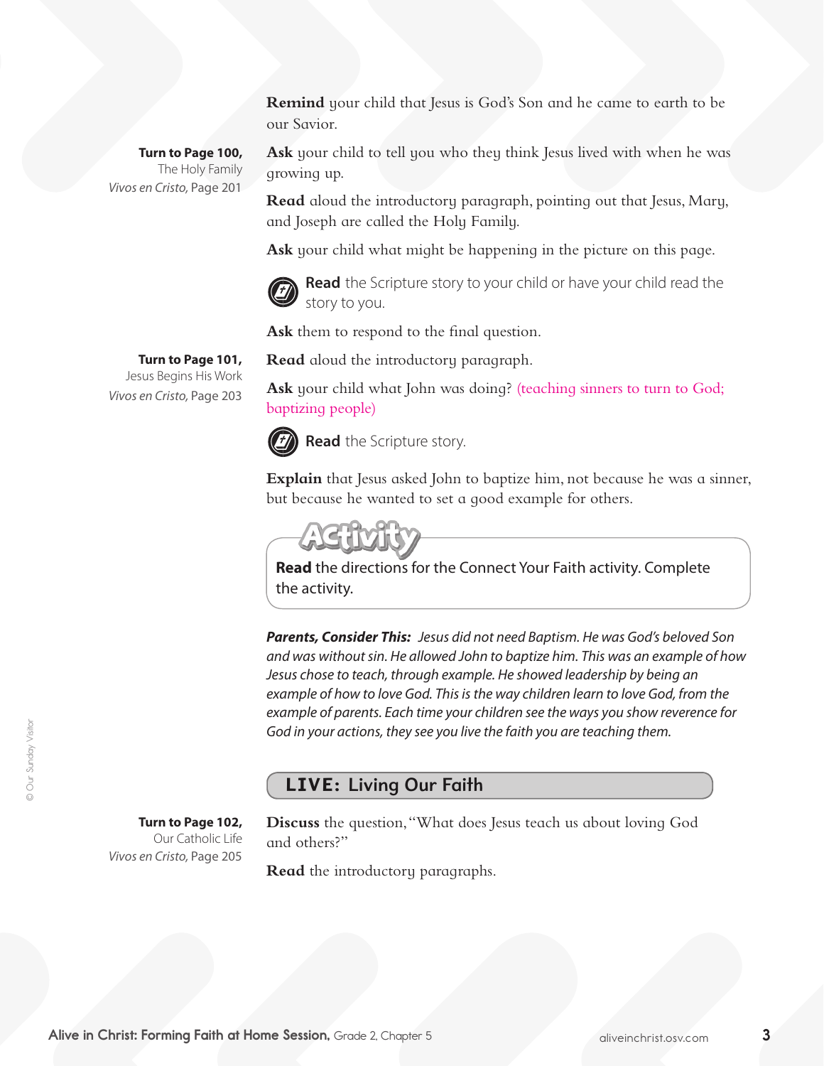**Remind** your child that Jesus is God's Son and he came to earth to be our Savior.

**Turn to Page 100,**
The Holy Family
*Vivos en Cristo,* Page 201

**Ask** your child to tell you who they think Jesus lived with when he was growing up.

**Read** aloud the introductory paragraph, pointing out that Jesus, Mary, and Joseph are called the Holy Family.

**Ask** your child what might be happening in the picture on this page.

**Read** the Scripture story to your child or have your child read the story to you.

**Ask** them to respond to the final question.

**Turn to Page 101,**
Jesus Begins His Work
*Vivos en Cristo,* Page 203

**Read** aloud the introductory paragraph.

**Ask** your child what John was doing? (teaching sinners to turn to God; baptizing people)

**Read** the Scripture story.

**Explain** that Jesus asked John to baptize him, not because he was a sinner, but because he wanted to set a good example for others.

**Activity**

**Read** the directions for the Connect Your Faith activity. Complete the activity.

***Parents, Consider This:*** *Jesus did not need Baptism. He was God's beloved Son and was without sin. He allowed John to baptize him. This was an example of how Jesus chose to teach, through example. He showed leadership by being an example of how to love God. This is the way children learn to love God, from the example of parents. Each time your children see the ways you show reverence for God in your actions, they see you live the faith you are teaching them.*

## LIVE: Living Our Faith

**Turn to Page 102,**
Our Catholic Life
*Vivos en Cristo,* Page 205

**Discuss** the question, "What does Jesus teach us about loving God and others?"

**Read** the introductory paragraphs.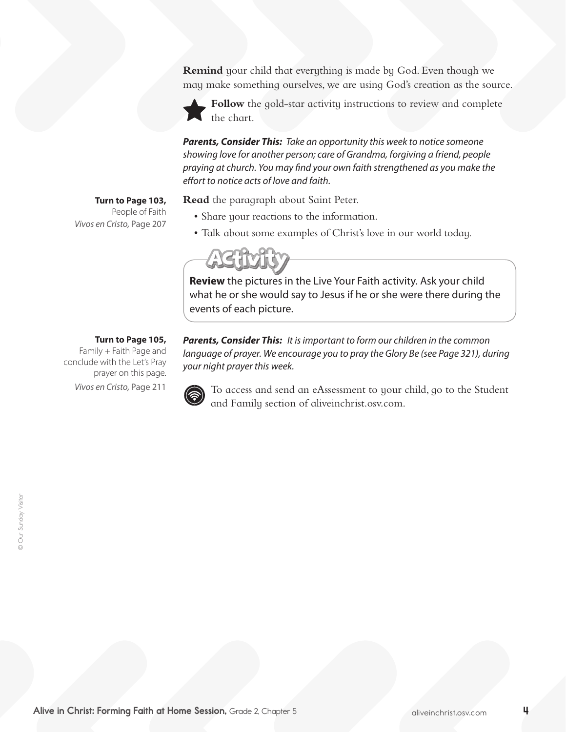**Remind** your child that everything is made by God. Even though we may make something ourselves, we are using God's creation as the source.

★ **Follow** the gold-star activity instructions to review and complete the chart.

***Parents, Consider This:*** *Take an opportunity this week to notice someone showing love for another person; care of Grandma, forgiving a friend, people praying at church. You may find your own faith strengthened as you make the effort to notice acts of love and faith.*

**Turn to Page 103,** People of Faith
*Vivos en Cristo,* Page 207

**Read** the paragraph about Saint Peter.

- Share your reactions to the information.
- Talk about some examples of Christ's love in our world today.

**Activity**

**Review** the pictures in the Live Your Faith activity. Ask your child what he or she would say to Jesus if he or she were there during the events of each picture.

**Turn to Page 105,** Family + Faith Page and conclude with the Let's Pray prayer on this page.
*Vivos en Cristo,* Page 211

***Parents, Consider This:*** *It is important to form our children in the common language of prayer. We encourage you to pray the Glory Be (see Page 321), during your night prayer this week.*

To access and send an eAssessment to your child, go to the Student and Family section of aliveinchrist.osv.com.

© Our Sunday Visitor